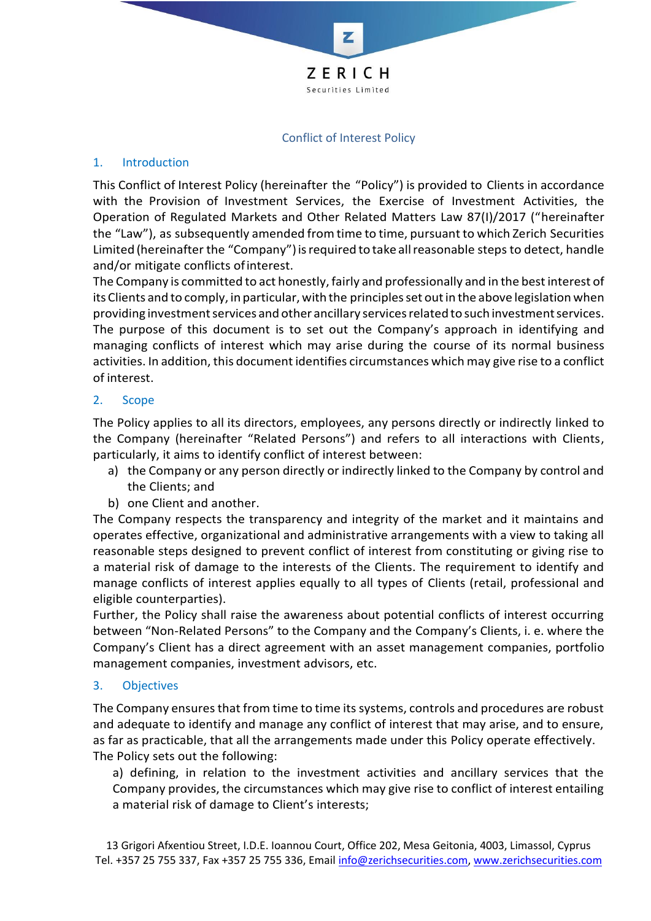# Conflict of Interest Policy

## 1. Introduction

This Conflict of Interest Policy (hereinafter the "Policy") is provided to Clients in accordance with the Provision of Investment Services, the Exercise of Investment Activities, the Operation of Regulated Markets and Other Related Matters Law 87(I)/2017 ("hereinafter the "Law"), as subsequently amended from time to time, pursuant to which Zerich Securities Limited (hereinafter the "Company") is required to take all reasonable steps to detect, handle and/or mitigate conflicts of interest.

The Company is committed to act honestly, fairly and professionally and in the best interest of its Clients and to comply, in particular, with the principles set out in the above legislation when providing investment services and other ancillary services related to such investment services. The purpose of this document is to set out the Company's approach in identifying and managing conflicts of interest which may arise during the course of its normal business activities. In addition, this document identifies circumstances which may give rise to a conflict of interest.

## 2. Scope

The Policy applies to all its directors, employees, any persons directly or indirectly linked to the Company (hereinafter "Related Persons") and refers to all interactions with Clients, particularly, it aims to identify conflict of interest between:

a) the Company or any person directly or indirectly linked to the Company by control and the Clients; and
b) one Client and another.

The Company respects the transparency and integrity of the market and it maintains and operates effective, organizational and administrative arrangements with a view to taking all reasonable steps designed to prevent conflict of interest from constituting or giving rise to a material risk of damage to the interests of the Clients. The requirement to identify and manage conflicts of interest applies equally to all types of Clients (retail, professional and eligible counterparties).

Further, the Policy shall raise the awareness about potential conflicts of interest occurring between "Non-Related Persons" to the Company and the Company's Clients, i. e. where the Company's Client has a direct agreement with an asset management companies, portfolio management companies, investment advisors, etc.

## 3. Objectives

The Company ensures that from time to time its systems, controls and procedures are robust and adequate to identify and manage any conflict of interest that may arise, and to ensure, as far as practicable, that all the arrangements made under this Policy operate effectively.

The Policy sets out the following:

a) defining, in relation to the investment activities and ancillary services that the Company provides, the circumstances which may give rise to conflict of interest entailing a material risk of damage to Client's interests;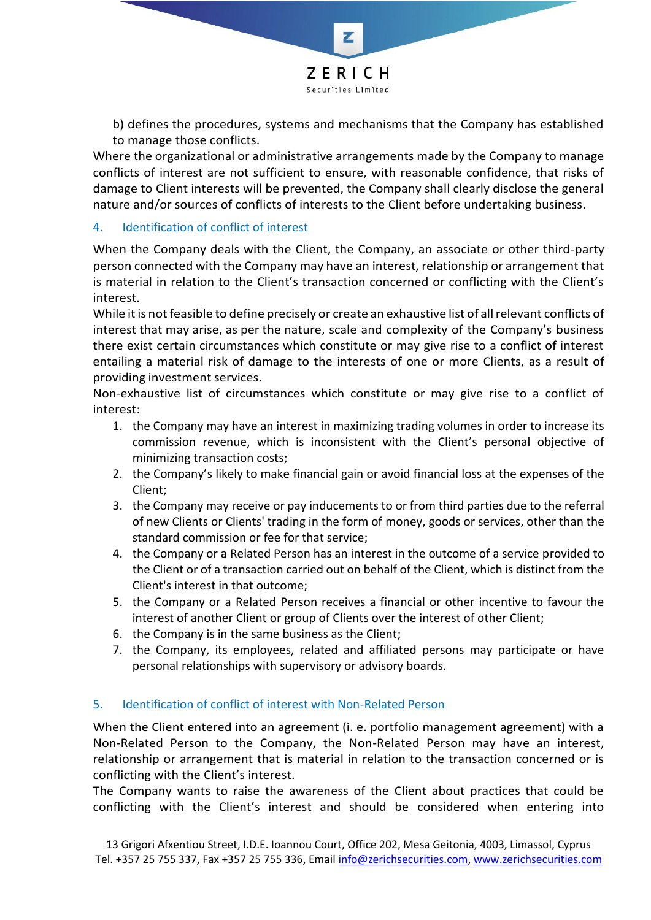b) defines the procedures, systems and mechanisms that the Company has established to manage those conflicts.

Where the organizational or administrative arrangements made by the Company to manage conflicts of interest are not sufficient to ensure, with reasonable confidence, that risks of damage to Client interests will be prevented, the Company shall clearly disclose the general nature and/or sources of conflicts of interests to the Client before undertaking business.

## 4. Identification of conflict of interest

When the Company deals with the Client, the Company, an associate or other third-party person connected with the Company may have an interest, relationship or arrangement that is material in relation to the Client's transaction concerned or conflicting with the Client's interest.

While it is not feasible to define precisely or create an exhaustive list of all relevant conflicts of interest that may arise, as per the nature, scale and complexity of the Company's business there exist certain circumstances which constitute or may give rise to a conflict of interest entailing a material risk of damage to the interests of one or more Clients, as a result of providing investment services.

Non-exhaustive list of circumstances which constitute or may give rise to a conflict of interest:

1. the Company may have an interest in maximizing trading volumes in order to increase its commission revenue, which is inconsistent with the Client's personal objective of minimizing transaction costs;
2. the Company's likely to make financial gain or avoid financial loss at the expenses of the Client;
3. the Company may receive or pay inducements to or from third parties due to the referral of new Clients or Clients' trading in the form of money, goods or services, other than the standard commission or fee for that service;
4. the Company or a Related Person has an interest in the outcome of a service provided to the Client or of a transaction carried out on behalf of the Client, which is distinct from the Client's interest in that outcome;
5. the Company or a Related Person receives a financial or other incentive to favour the interest of another Client or group of Clients over the interest of other Client;
6. the Company is in the same business as the Client;
7. the Company, its employees, related and affiliated persons may participate or have personal relationships with supervisory or advisory boards.

## 5. Identification of conflict of interest with Non-Related Person

When the Client entered into an agreement (i. e. portfolio management agreement) with a Non-Related Person to the Company, the Non-Related Person may have an interest, relationship or arrangement that is material in relation to the transaction concerned or is conflicting with the Client's interest.

The Company wants to raise the awareness of the Client about practices that could be conflicting with the Client's interest and should be considered when entering into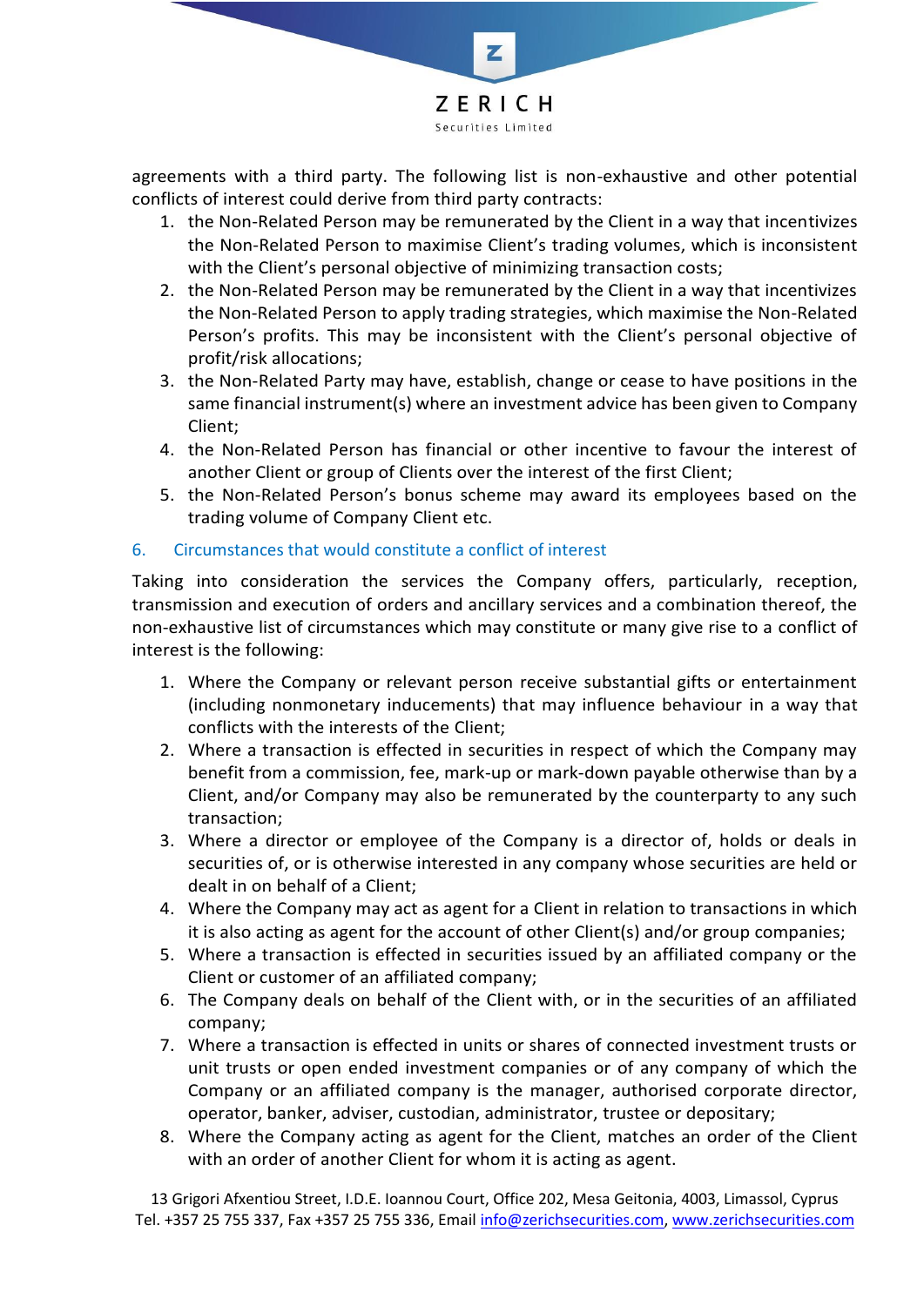agreements with a third party. The following list is non-exhaustive and other potential conflicts of interest could derive from third party contracts:

1. the Non-Related Person may be remunerated by the Client in a way that incentivizes the Non-Related Person to maximise Client's trading volumes, which is inconsistent with the Client's personal objective of minimizing transaction costs;
2. the Non-Related Person may be remunerated by the Client in a way that incentivizes the Non-Related Person to apply trading strategies, which maximise the Non-Related Person's profits. This may be inconsistent with the Client's personal objective of profit/risk allocations;
3. the Non-Related Party may have, establish, change or cease to have positions in the same financial instrument(s) where an investment advice has been given to Company Client;
4. the Non-Related Person has financial or other incentive to favour the interest of another Client or group of Clients over the interest of the first Client;
5. the Non-Related Person's bonus scheme may award its employees based on the trading volume of Company Client etc.

## 6. Circumstances that would constitute a conflict of interest

Taking into consideration the services the Company offers, particularly, reception, transmission and execution of orders and ancillary services and a combination thereof, the non-exhaustive list of circumstances which may constitute or many give rise to a conflict of interest is the following:

1. Where the Company or relevant person receive substantial gifts or entertainment (including nonmonetary inducements) that may influence behaviour in a way that conflicts with the interests of the Client;
2. Where a transaction is effected in securities in respect of which the Company may benefit from a commission, fee, mark-up or mark-down payable otherwise than by a Client, and/or Company may also be remunerated by the counterparty to any such transaction;
3. Where a director or employee of the Company is a director of, holds or deals in securities of, or is otherwise interested in any company whose securities are held or dealt in on behalf of a Client;
4. Where the Company may act as agent for a Client in relation to transactions in which it is also acting as agent for the account of other Client(s) and/or group companies;
5. Where a transaction is effected in securities issued by an affiliated company or the Client or customer of an affiliated company;
6. The Company deals on behalf of the Client with, or in the securities of an affiliated company;
7. Where a transaction is effected in units or shares of connected investment trusts or unit trusts or open ended investment companies or of any company of which the Company or an affiliated company is the manager, authorised corporate director, operator, banker, adviser, custodian, administrator, trustee or depositary;
8. Where the Company acting as agent for the Client, matches an order of the Client with an order of another Client for whom it is acting as agent.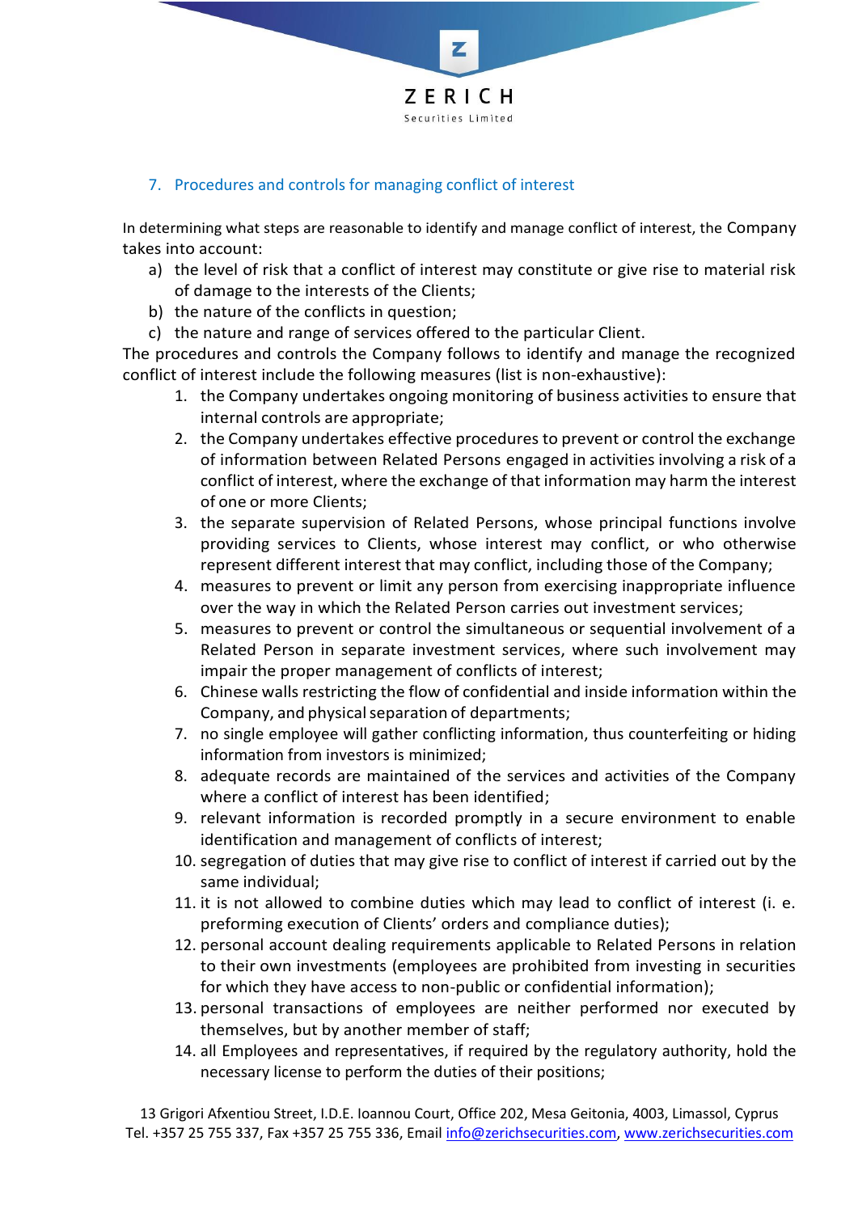## 7. Procedures and controls for managing conflict of interest

In determining what steps are reasonable to identify and manage conflict of interest, the Company takes into account:

a) the level of risk that a conflict of interest may constitute or give rise to material risk of damage to the interests of the Clients;
b) the nature of the conflicts in question;
c) the nature and range of services offered to the particular Client.

The procedures and controls the Company follows to identify and manage the recognized conflict of interest include the following measures (list is non-exhaustive):

1. the Company undertakes ongoing monitoring of business activities to ensure that internal controls are appropriate;
2. the Company undertakes effective procedures to prevent or control the exchange of information between Related Persons engaged in activities involving a risk of a conflict of interest, where the exchange of that information may harm the interest of one or more Clients;
3. the separate supervision of Related Persons, whose principal functions involve providing services to Clients, whose interest may conflict, or who otherwise represent different interest that may conflict, including those of the Company;
4. measures to prevent or limit any person from exercising inappropriate influence over the way in which the Related Person carries out investment services;
5. measures to prevent or control the simultaneous or sequential involvement of a Related Person in separate investment services, where such involvement may impair the proper management of conflicts of interest;
6. Chinese walls restricting the flow of confidential and inside information within the Company, and physical separation of departments;
7. no single employee will gather conflicting information, thus counterfeiting or hiding information from investors is minimized;
8. adequate records are maintained of the services and activities of the Company where a conflict of interest has been identified;
9. relevant information is recorded promptly in a secure environment to enable identification and management of conflicts of interest;
10. segregation of duties that may give rise to conflict of interest if carried out by the same individual;
11. it is not allowed to combine duties which may lead to conflict of interest (i. e. preforming execution of Clients' orders and compliance duties);
12. personal account dealing requirements applicable to Related Persons in relation to their own investments (employees are prohibited from investing in securities for which they have access to non-public or confidential information);
13. personal transactions of employees are neither performed nor executed by themselves, but by another member of staff;
14. all Employees and representatives, if required by the regulatory authority, hold the necessary license to perform the duties of their positions;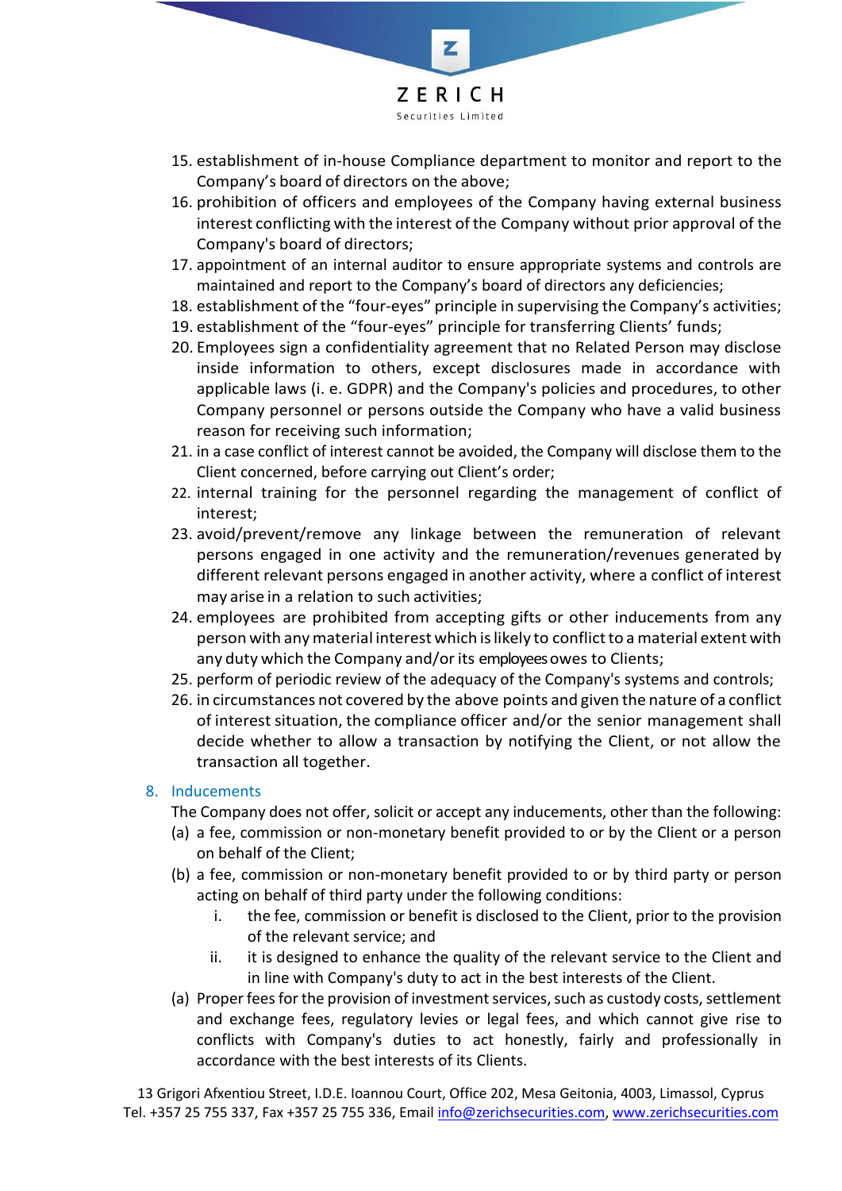15. establishment of in-house Compliance department to monitor and report to the Company's board of directors on the above;
16. prohibition of officers and employees of the Company having external business interest conflicting with the interest of the Company without prior approval of the Company's board of directors;
17. appointment of an internal auditor to ensure appropriate systems and controls are maintained and report to the Company's board of directors any deficiencies;
18. establishment of the "four-eyes" principle in supervising the Company's activities;
19. establishment of the "four-eyes" principle for transferring Clients' funds;
20. Employees sign a confidentiality agreement that no Related Person may disclose inside information to others, except disclosures made in accordance with applicable laws (i. e. GDPR) and the Company's policies and procedures, to other Company personnel or persons outside the Company who have a valid business reason for receiving such information;
21. in a case conflict of interest cannot be avoided, the Company will disclose them to the Client concerned, before carrying out Client's order;
22. internal training for the personnel regarding the management of conflict of interest;
23. avoid/prevent/remove any linkage between the remuneration of relevant persons engaged in one activity and the remuneration/revenues generated by different relevant persons engaged in another activity, where a conflict of interest may arise in a relation to such activities;
24. employees are prohibited from accepting gifts or other inducements from any person with any material interest which is likely to conflict to a material extent with any duty which the Company and/or its employees owes to Clients;
25. perform of periodic review of the adequacy of the Company's systems and controls;
26. in circumstances not covered by the above points and given the nature of a conflict of interest situation, the compliance officer and/or the senior management shall decide whether to allow a transaction by notifying the Client, or not allow the transaction all together.

## 8. Inducements

The Company does not offer, solicit or accept any inducements, other than the following:

(a) a fee, commission or non-monetary benefit provided to or by the Client or a person on behalf of the Client;

(b) a fee, commission or non-monetary benefit provided to or by third party or person acting on behalf of third party under the following conditions:

   i. the fee, commission or benefit is disclosed to the Client, prior to the provision of the relevant service; and

   ii. it is designed to enhance the quality of the relevant service to the Client and in line with Company's duty to act in the best interests of the Client.

(a) Proper fees for the provision of investment services, such as custody costs, settlement and exchange fees, regulatory levies or legal fees, and which cannot give rise to conflicts with Company's duties to act honestly, fairly and professionally in accordance with the best interests of its Clients.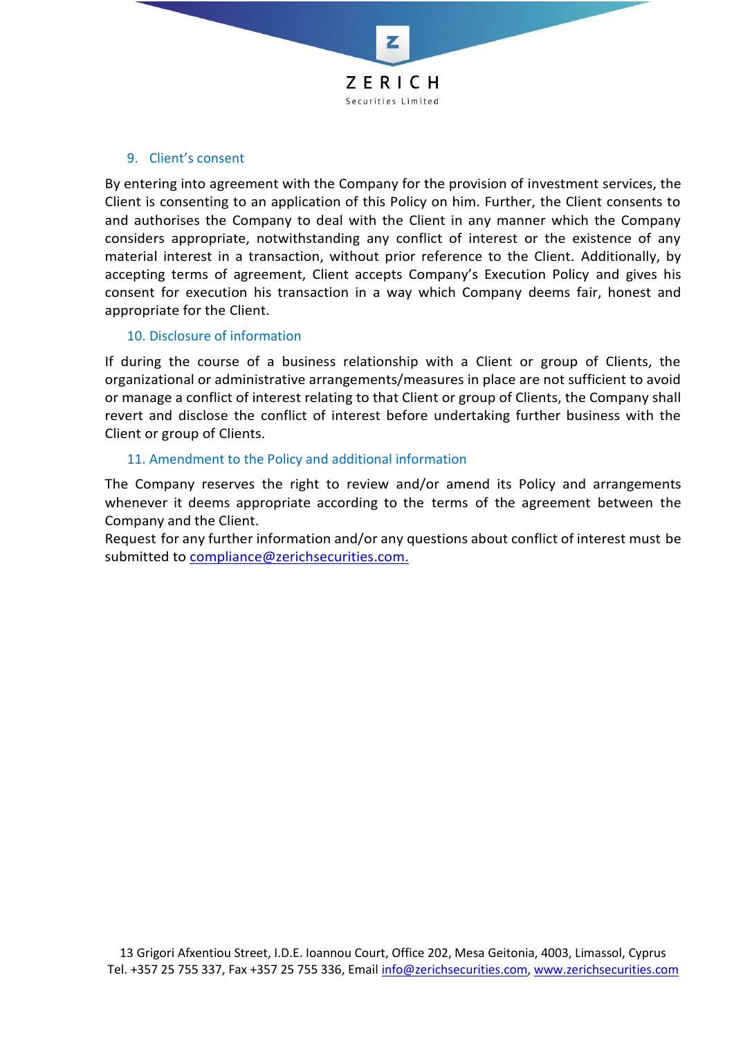## 9. Client's consent

By entering into agreement with the Company for the provision of investment services, the Client is consenting to an application of this Policy on him. Further, the Client consents to and authorises the Company to deal with the Client in any manner which the Company considers appropriate, notwithstanding any conflict of interest or the existence of any material interest in a transaction, without prior reference to the Client. Additionally, by accepting terms of agreement, Client accepts Company's Execution Policy and gives his consent for execution his transaction in a way which Company deems fair, honest and appropriate for the Client.

## 10. Disclosure of information

If during the course of a business relationship with a Client or group of Clients, the organizational or administrative arrangements/measures in place are not sufficient to avoid or manage a conflict of interest relating to that Client or group of Clients, the Company shall revert and disclose the conflict of interest before undertaking further business with the Client or group of Clients.

## 11. Amendment to the Policy and additional information

The Company reserves the right to review and/or amend its Policy and arrangements whenever it deems appropriate according to the terms of the agreement between the Company and the Client.

Request for any further information and/or any questions about conflict of interest must be submitted to compliance@zerichsecurities.com.